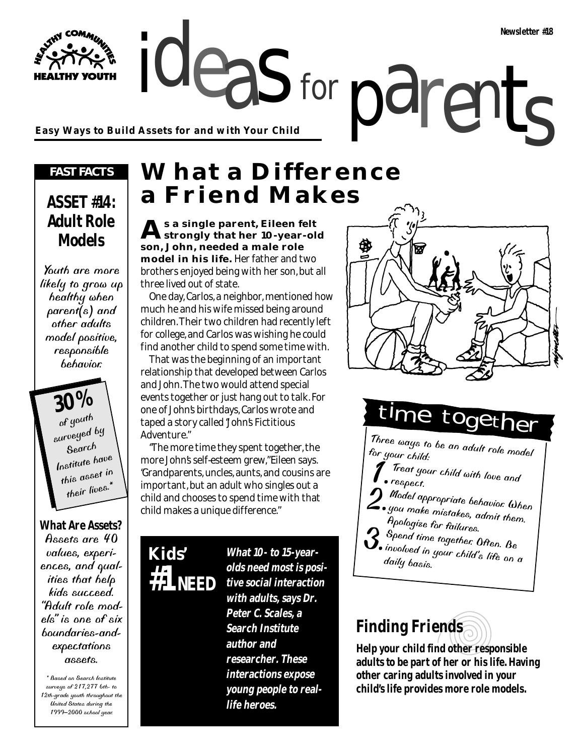# ideas for parents

**Easy Ways to Build Assets for and with Your Child**

Newsletter #18

## What a Difference a Friend Makes

**As a single parent, Eileen felt strongly that her 10-year-old son, John, needed a male role model in his life.** Her father and two brothers enjoyed being with her son, but all three lived out of state.

One day, Carlos, a neighbor, mentioned how much he and his wife missed being around children. Their two children had recently left for college, and Carlos was wishing he could find another child to spend some time with.

That was the beginning of an important relationship that developed between Carlos and John. The two would attend special events together or just hang out to talk. For one of John's birthdays, Carlos wrote and taped a story called "John's Fictitious Adventure."

"The more time they spent together, the more John's self-esteem grew," Eileen says. "Grandparents, uncles, aunts, and cousins are important, but an adult who singles out a child and chooses to spend time with that child makes a unique difference."

### Kids' #1 NEED

***What 10- to 15-year-olds need most is positive social interaction with adults, says Dr. Peter C. Scales, a Search Institute author and researcher. These interactions expose young people to real-life heroes.***

### time together

Three ways to be an adult role model for your child:

1. Treat your child with love and respect.
2. Model appropriate behavior. When you make mistakes, admit them. Apologize for failures.
3. Spend time together. Often. Be involved in your child's life on a daily basis.

### Finding Friends

**Help your child find other responsible adults to be part of her or his life. Having other caring adults involved in your child's life provides more role models.**

---

**FAST FACTS**

### ASSET #14: Adult Role Models

Youth are more likely to grow up healthy when parent(s) and other adults model positive, responsible behavior.

**30%** of youth surveyed by Search Institute have this asset in their lives.*

**What Are Assets?**

Assets are 40 values, experiences, and qualities that help kids succeed. "Adult role models" is one of six boundaries-and-expectations assets.

\* Based on Search Institute surveys of 217,277 6th- to 12th-grade youth throughout the United States during the 1999–2000 school year.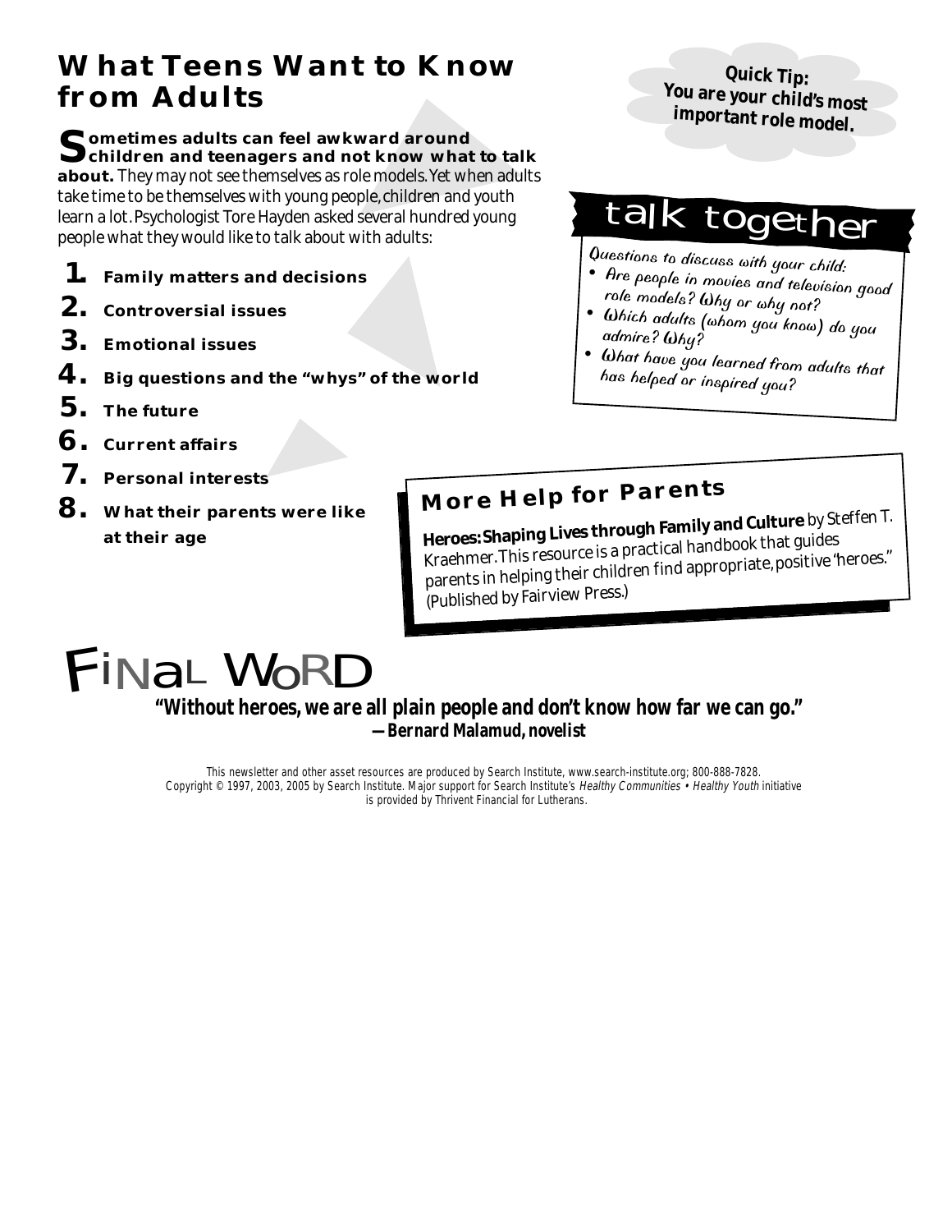## What Teens Want to Know from Adults

**Sometimes adults can feel awkward around children and teenagers and not know what to talk about.** They may not see themselves as role models. Yet when adults take time to be themselves with young people, children and youth learn a lot. Psychologist Tore Hayden asked several hundred young people what they would like to talk about with adults:

1. **Family matters and decisions**
2. **Controversial issues**
3. **Emotional issues**
4. **Big questions and the "whys" of the world**
5. **The future**
6. **Current affairs**
7. **Personal interests**
8. **What their parents were like at their age**

**Quick Tip: You are your child's most important role model.**

## talk together

Questions to discuss with your child:

- Are people in movies and television good role models? Why or why not?
- Which adults (whom you know) do you admire? Why?
- What have you learned from adults that has helped or inspired you?

## More Help for Parents

**Heroes: Shaping Lives through Family and Culture** by Steffen T. Kraehmer. This resource is a practical handbook that guides parents in helping their children find appropriate, positive "heroes." (Published by Fairview Press.)

## Final Word

**"Without heroes, we are all plain people and don't know how far we can go."**
**—Bernard Malamud, novelist**

This newsletter and other asset resources are produced by Search Institute, www.search-institute.org; 800-888-7828. Copyright © 1997, 2003, 2005 by Search Institute. Major support for Search Institute's *Healthy Communities • Healthy Youth* initiative is provided by Thrivent Financial for Lutherans.